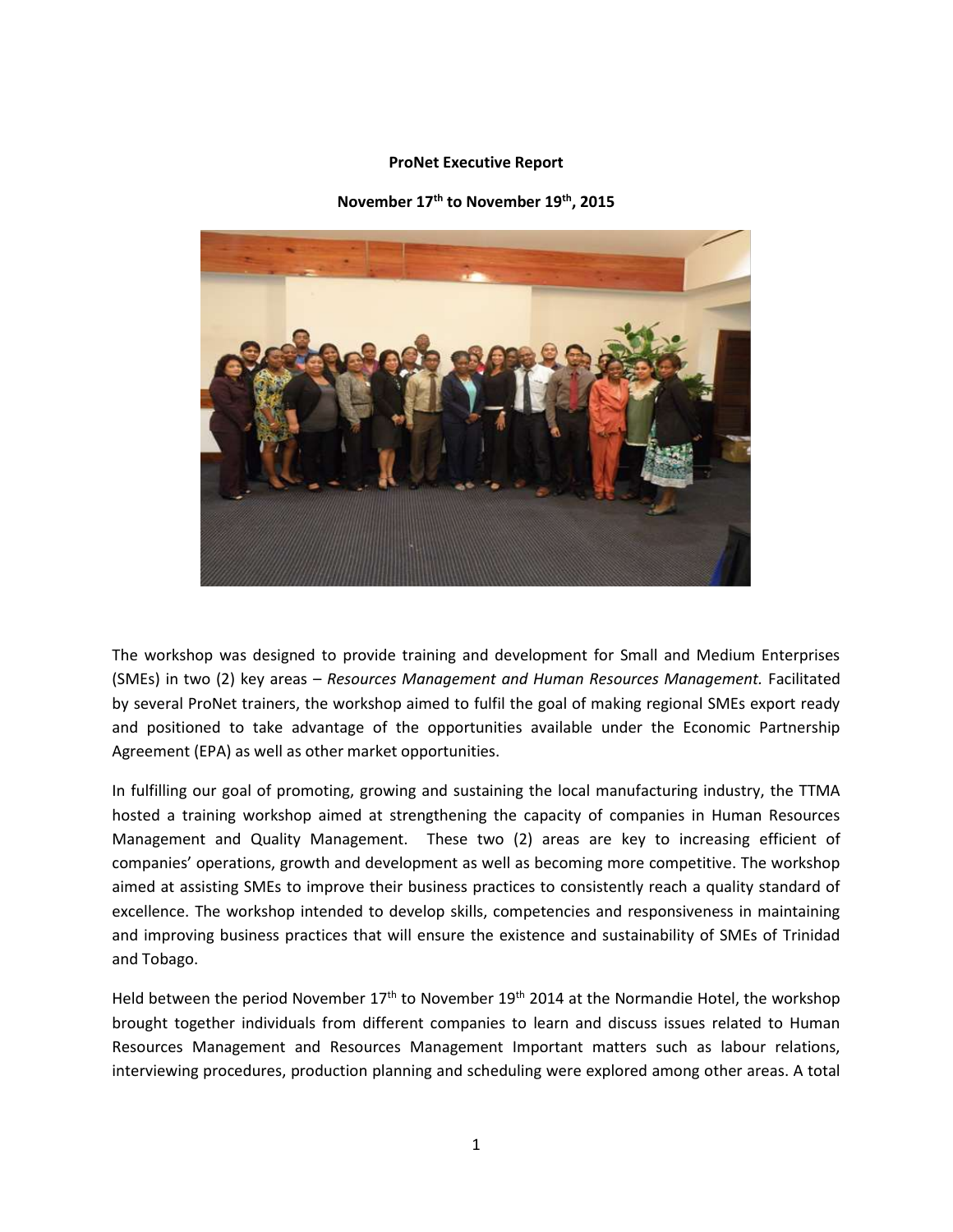**ProNet Executive Report**

**November 17th to November 19th, 2015**

The workshop was designed to provide training and development for Small and Medium Enterprises (SMEs) in two (2) key areas – *Resources Management and Human Resources Management.* Facilitated by several ProNet trainers, the workshop aimed to fulfil the goal of making regional SMEs export ready and positioned to take advantage of the opportunities available under the Economic Partnership Agreement (EPA) as well as other market opportunities.

In fulfilling our goal of promoting, growing and sustaining the local manufacturing industry, the TTMA hosted a training workshop aimed at strengthening the capacity of companies in Human Resources Management and Quality Management. These two (2) areas are key to increasing efficient of companies' operations, growth and development as well as becoming more competitive. The workshop aimed at assisting SMEs to improve their business practices to consistently reach a quality standard of excellence. The workshop intended to develop skills, competencies and responsiveness in maintaining and improving business practices that will ensure the existence and sustainability of SMEs of Trinidad and Tobago.

Held between the period November 17th to November 19th 2014 at the Normandie Hotel, the workshop brought together individuals from different companies to learn and discuss issues related to Human Resources Management and Resources Management Important matters such as labour relations, interviewing procedures, production planning and scheduling were explored among other areas. A total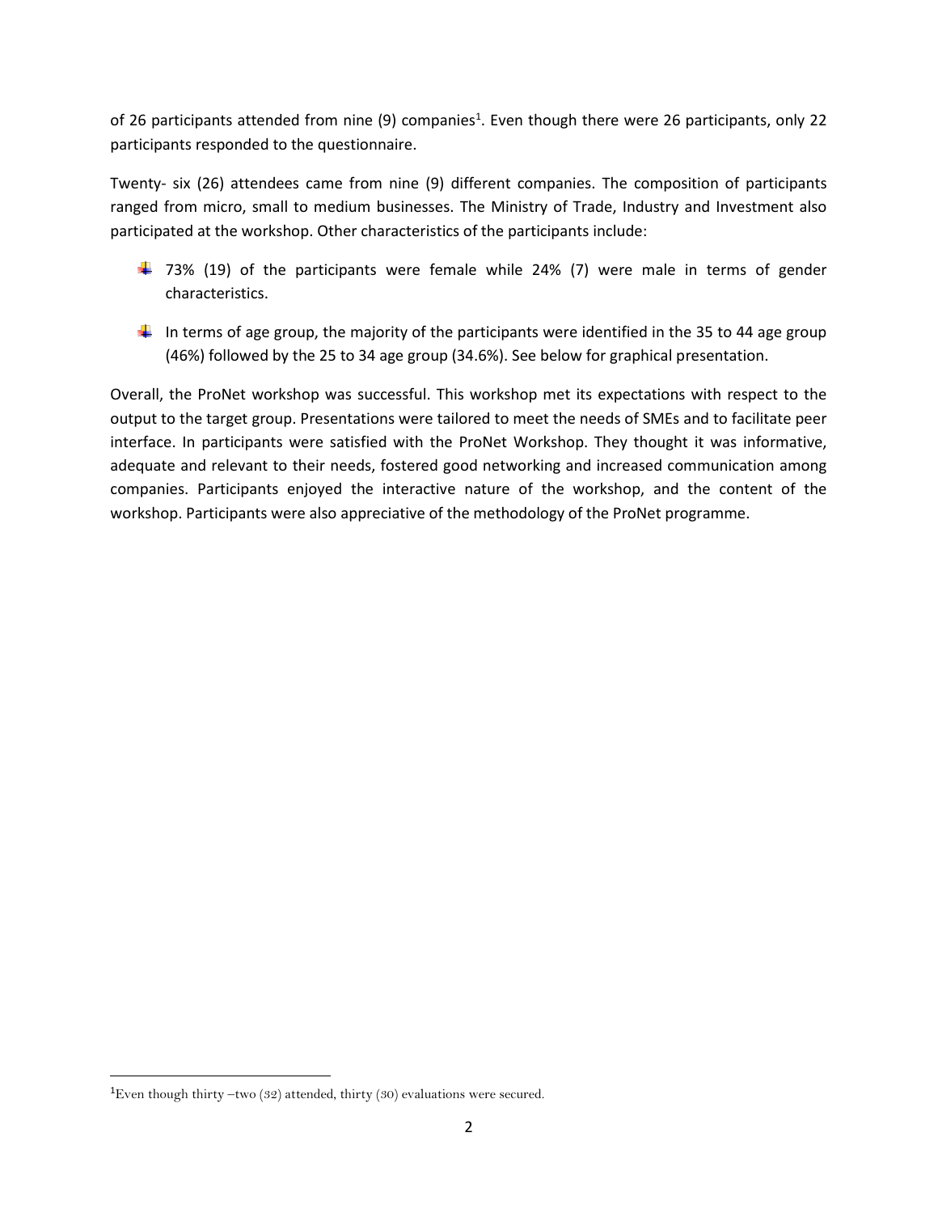of 26 participants attended from nine (9) companies[1]. Even though there were 26 participants, only 22 participants responded to the questionnaire.

Twenty- six (26) attendees came from nine (9) different companies. The composition of participants ranged from micro, small to medium businesses. The Ministry of Trade, Industry and Investment also participated at the workshop. Other characteristics of the participants include:

- 73% (19) of the participants were female while 24% (7) were male in terms of gender characteristics.
- In terms of age group, the majority of the participants were identified in the 35 to 44 age group (46%) followed by the 25 to 34 age group (34.6%). See below for graphical presentation.

Overall, the ProNet workshop was successful. This workshop met its expectations with respect to the output to the target group. Presentations were tailored to meet the needs of SMEs and to facilitate peer interface. In participants were satisfied with the ProNet Workshop. They thought it was informative, adequate and relevant to their needs, fostered good networking and increased communication among companies. Participants enjoyed the interactive nature of the workshop, and the content of the workshop. Participants were also appreciative of the methodology of the ProNet programme.

[1] Even though thirty –two (32) attended, thirty (30) evaluations were secured.